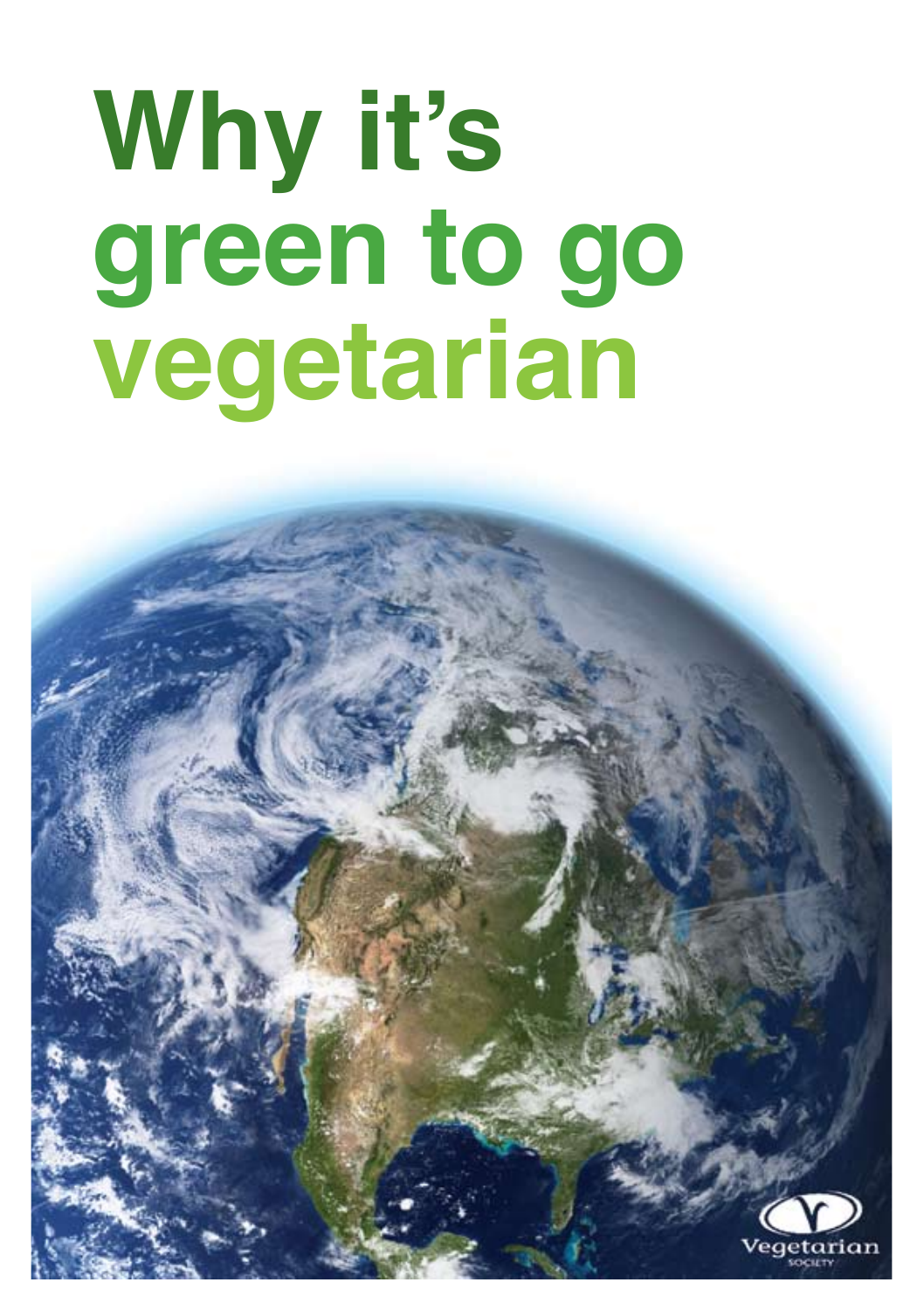# Why it's green to go vegetarian

Vegetarian Society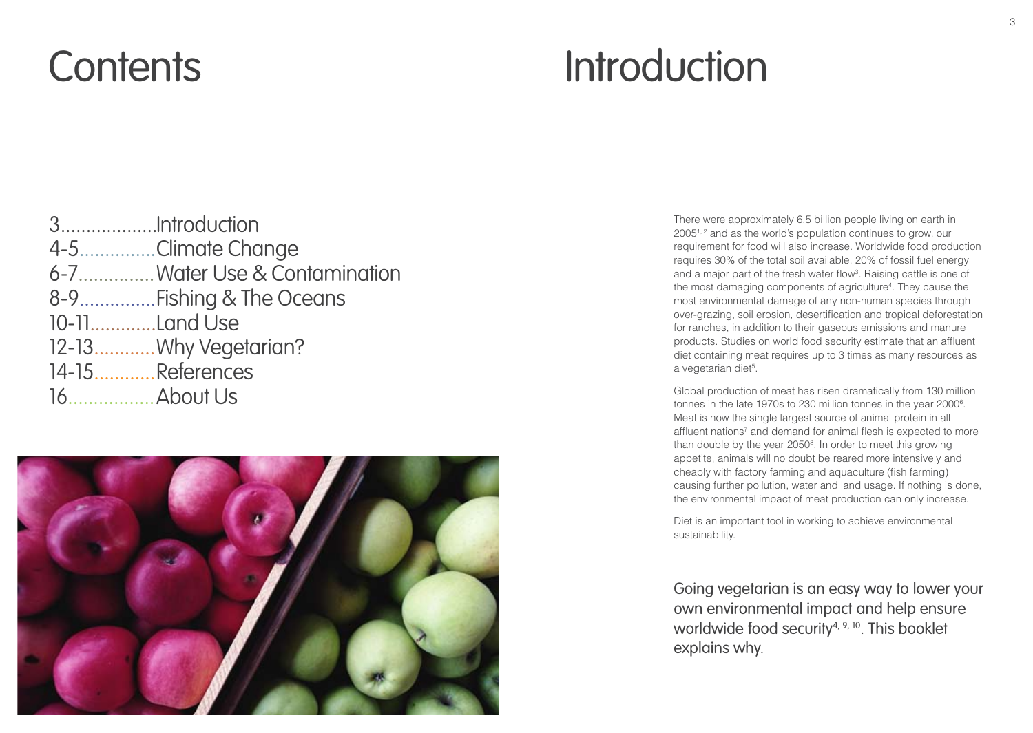# Contents

3...................Introduction
4-5...............Climate Change
6-7...............Water Use & Contamination
8-9...............Fishing & The Oceans
10-11.............Land Use
12-13............Why Vegetarian?
14-15............References
16.................About Us

# Introduction

There were approximately 6.5 billion people living on earth in 2005[1, 2] and as the world's population continues to grow, our requirement for food will also increase. Worldwide food production requires 30% of the total soil available, 20% of fossil fuel energy and a major part of the fresh water flow[3]. Raising cattle is one of the most damaging components of agriculture[4]. They cause the most environmental damage of any non-human species through over-grazing, soil erosion, desertification and tropical deforestation for ranches, in addition to their gaseous emissions and manure products. Studies on world food security estimate that an affluent diet containing meat requires up to 3 times as many resources as a vegetarian diet[5].

Global production of meat has risen dramatically from 130 million tonnes in the late 1970s to 230 million tonnes in the year 2000[6]. Meat is now the single largest source of animal protein in all affluent nations[7] and demand for animal flesh is expected to more than double by the year 2050[8]. In order to meet this growing appetite, animals will no doubt be reared more intensively and cheaply with factory farming and aquaculture (fish farming) causing further pollution, water and land usage. If nothing is done, the environmental impact of meat production can only increase.

Diet is an important tool in working to achieve environmental sustainability.

Going vegetarian is an easy way to lower your own environmental impact and help ensure worldwide food security[4, 9, 10]. This booklet explains why.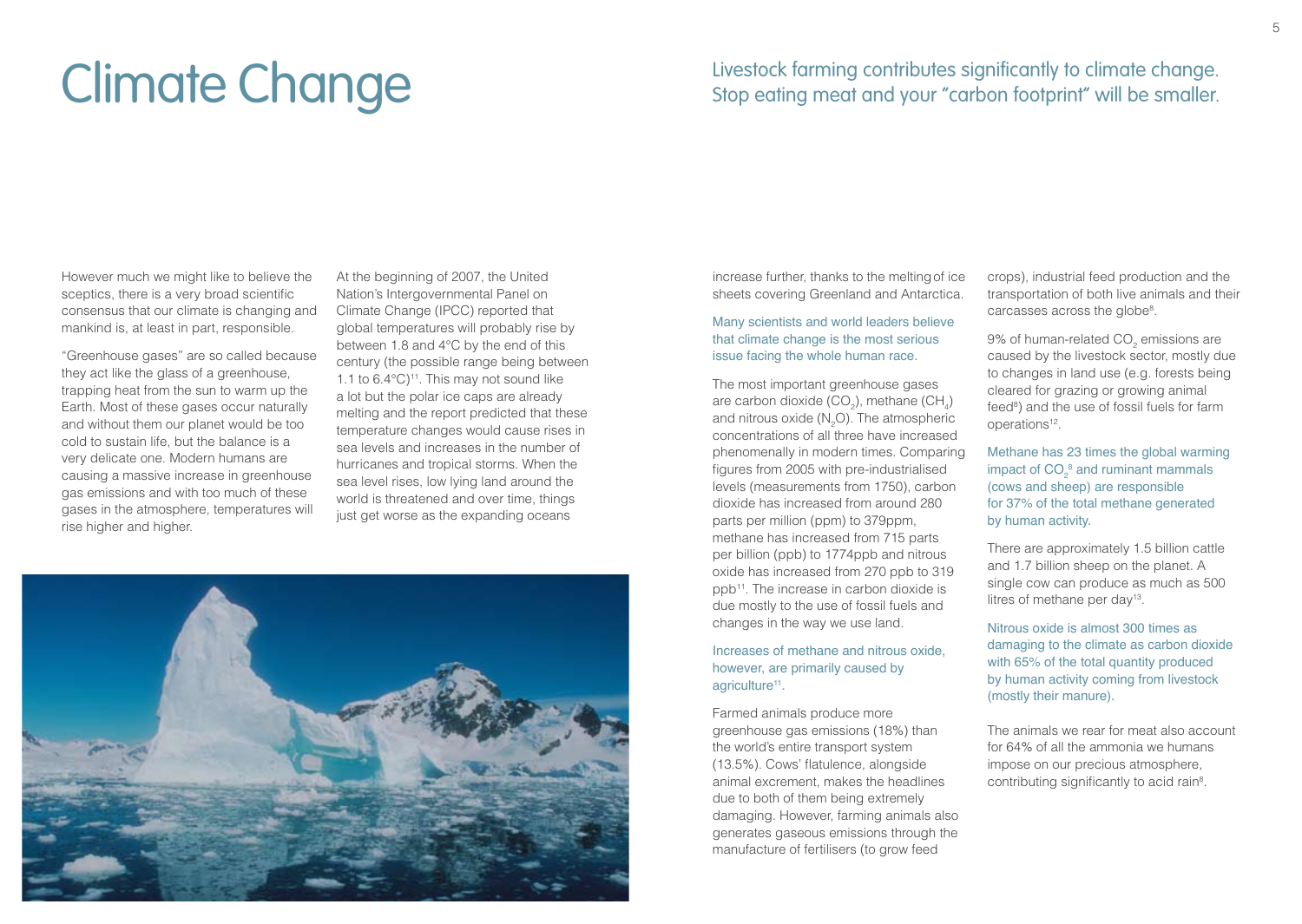# Climate Change

Livestock farming contributes significantly to climate change. Stop eating meat and your "carbon footprint" will be smaller.

However much we might like to believe the sceptics, there is a very broad scientific consensus that our climate is changing and mankind is, at least in part, responsible.

"Greenhouse gases" are so called because they act like the glass of a greenhouse, trapping heat from the sun to warm up the Earth. Most of these gases occur naturally and without them our planet would be too cold to sustain life, but the balance is a very delicate one. Modern humans are causing a massive increase in greenhouse gas emissions and with too much of these gases in the atmosphere, temperatures will rise higher and higher.

At the beginning of 2007, the United Nation's Intergovernmental Panel on Climate Change (IPCC) reported that global temperatures will probably rise by between 1.8 and 4°C by the end of this century (the possible range being between 1.1 to 6.4°C)[11]. This may not sound like a lot but the polar ice caps are already melting and the report predicted that these temperature changes would cause rises in sea levels and increases in the number of hurricanes and tropical storms. When the sea level rises, low lying land around the world is threatened and over time, things just get worse as the expanding oceans increase further, thanks to the melting of ice sheets covering Greenland and Antarctica.

Many scientists and world leaders believe that climate change is the most serious issue facing the whole human race.

The most important greenhouse gases are carbon dioxide ($CO_2$), methane ($CH_4$) and nitrous oxide ($N_2O$). The atmospheric concentrations of all three have increased phenomenally in modern times. Comparing figures from 2005 with pre-industrialised levels (measurements from 1750), carbon dioxide has increased from around 280 parts per million (ppm) to 379ppm, methane has increased from 715 parts per billion (ppb) to 1774ppb and nitrous oxide has increased from 270 ppb to 319 ppb[11]. The increase in carbon dioxide is due mostly to the use of fossil fuels and changes in the way we use land.

Increases of methane and nitrous oxide, however, are primarily caused by agriculture[11].

Farmed animals produce more greenhouse gas emissions (18%) than the world's entire transport system (13.5%). Cows' flatulence, alongside animal excrement, makes the headlines due to both of them being extremely damaging. However, farming animals also generates gaseous emissions through the manufacture of fertilisers (to grow feed crops), industrial feed production and the transportation of both live animals and their carcasses across the globe[8].

9% of human-related $CO_2$ emissions are caused by the livestock sector, mostly due to changes in land use (e.g. forests being cleared for grazing or growing animal feed[8]) and the use of fossil fuels for farm operations[12].

Methane has 23 times the global warming impact of $CO_2$[8] and ruminant mammals (cows and sheep) are responsible for 37% of the total methane generated by human activity.

There are approximately 1.5 billion cattle and 1.7 billion sheep on the planet. A single cow can produce as much as 500 litres of methane per day[13].

Nitrous oxide is almost 300 times as damaging to the climate as carbon dioxide with 65% of the total quantity produced by human activity coming from livestock (mostly their manure).

The animals we rear for meat also account for 64% of all the ammonia we humans impose on our precious atmosphere, contributing significantly to acid rain[8].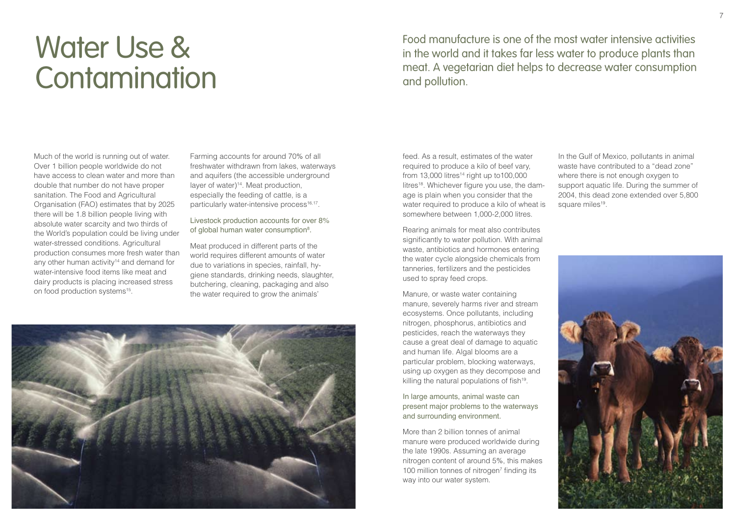# Water Use & Contamination

Food manufacture is one of the most water intensive activities in the world and it takes far less water to produce plants than meat. A vegetarian diet helps to decrease water consumption and pollution.

Much of the world is running out of water. Over 1 billion people worldwide do not have access to clean water and more than double that number do not have proper sanitation. The Food and Agricultural Organisation (FAO) estimates that by 2025 there will be 1.8 billion people living with absolute water scarcity and two thirds of the World's population could be living under water-stressed conditions. Agricultural production consumes more fresh water than any other human activity[14] and demand for water-intensive food items like meat and dairy products is placing increased stress on food production systems[15].

Farming accounts for around 70% of all freshwater withdrawn from lakes, waterways and aquifers (the accessible underground layer of water)[14]. Meat production, especially the feeding of cattle, is a particularly water-intensive process[16,17].

Livestock production accounts for over 8% of global human water consumption[8].

Meat produced in different parts of the world requires different amounts of water due to variations in species, rainfall, hygiene standards, drinking needs, slaughter, butchering, cleaning, packaging and also the water required to grow the animals' feed. As a result, estimates of the water required to produce a kilo of beef vary, from 13,000 litres[14] right up to100,000 litres[18]. Whichever figure you use, the damage is plain when you consider that the water required to produce a kilo of wheat is somewhere between 1,000-2,000 litres.

Rearing animals for meat also contributes significantly to water pollution. With animal waste, antibiotics and hormones entering the water cycle alongside chemicals from tanneries, fertilizers and the pesticides used to spray feed crops.

Manure, or waste water containing manure, severely harms river and stream ecosystems. Once pollutants, including nitrogen, phosphorus, antibiotics and pesticides, reach the waterways they cause a great deal of damage to aquatic and human life. Algal blooms are a particular problem, blocking waterways, using up oxygen as they decompose and killing the natural populations of fish[19].

In large amounts, animal waste can present major problems to the waterways and surrounding environment.

More than 2 billion tonnes of animal manure were produced worldwide during the late 1990s. Assuming an average nitrogen content of around 5%, this makes 100 million tonnes of nitrogen[7] finding its way into our water system.

In the Gulf of Mexico, pollutants in animal waste have contributed to a "dead zone" where there is not enough oxygen to support aquatic life. During the summer of 2004, this dead zone extended over 5,800 square miles[19].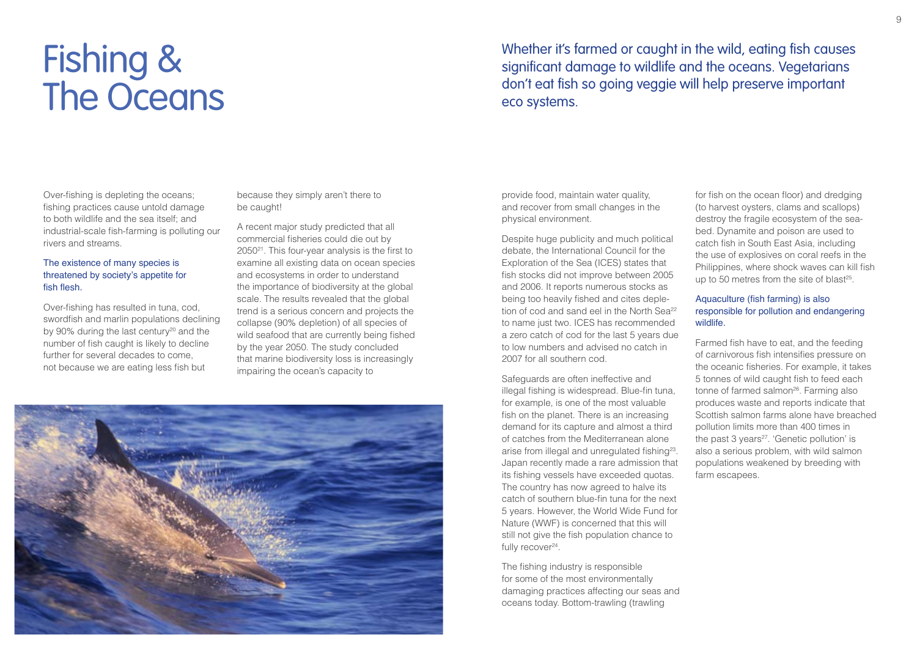# Fishing & The Oceans

## Whether it's farmed or caught in the wild, eating fish causes significant damage to wildlife and the oceans. Vegetarians don't eat fish so going veggie will help preserve important eco systems.

Over-fishing is depleting the oceans; fishing practices cause untold damage to both wildlife and the sea itself; and industrial-scale fish-farming is polluting our rivers and streams.

### The existence of many species is threatened by society's appetite for fish flesh.

Over-fishing has resulted in tuna, cod, swordfish and marlin populations declining by 90% during the last century[20] and the number of fish caught is likely to decline further for several decades to come, not because we are eating less fish but because they simply aren't there to be caught!

A recent major study predicted that all commercial fisheries could die out by 2050[21]. This four-year analysis is the first to examine all existing data on ocean species and ecosystems in order to understand the importance of biodiversity at the global scale. The results revealed that the global trend is a serious concern and projects the collapse (90% depletion) of all species of wild seafood that are currently being fished by the year 2050. The study concluded that marine biodiversity loss is increasingly impairing the ocean's capacity to provide food, maintain water quality, and recover from small changes in the physical environment.

Despite huge publicity and much political debate, the International Council for the Exploration of the Sea (ICES) states that fish stocks did not improve between 2005 and 2006. It reports numerous stocks as being too heavily fished and cites depletion of cod and sand eel in the North Sea[22] to name just two. ICES has recommended a zero catch of cod for the last 5 years due to low numbers and advised no catch in 2007 for all southern cod.

Safeguards are often ineffective and illegal fishing is widespread. Blue-fin tuna, for example, is one of the most valuable fish on the planet. There is an increasing demand for its capture and almost a third of catches from the Mediterranean alone arise from illegal and unregulated fishing[23]. Japan recently made a rare admission that its fishing vessels have exceeded quotas. The country has now agreed to halve its catch of southern blue-fin tuna for the next 5 years. However, the World Wide Fund for Nature (WWF) is concerned that this will still not give the fish population chance to fully recover[24].

The fishing industry is responsible for some of the most environmentally damaging practices affecting our seas and oceans today. Bottom-trawling (trawling for fish on the ocean floor) and dredging (to harvest oysters, clams and scallops) destroy the fragile ecosystem of the sea-bed. Dynamite and poison are used to catch fish in South East Asia, including the use of explosives on coral reefs in the Philippines, where shock waves can kill fish up to 50 metres from the site of blast[25].

### Aquaculture (fish farming) is also responsible for pollution and endangering wildlife.

Farmed fish have to eat, and the feeding of carnivorous fish intensifies pressure on the oceanic fisheries. For example, it takes 5 tonnes of wild caught fish to feed each tonne of farmed salmon[26]. Farming also produces waste and reports indicate that Scottish salmon farms alone have breached pollution limits more than 400 times in the past 3 years[27]. 'Genetic pollution' is also a serious problem, with wild salmon populations weakened by breeding with farm escapees.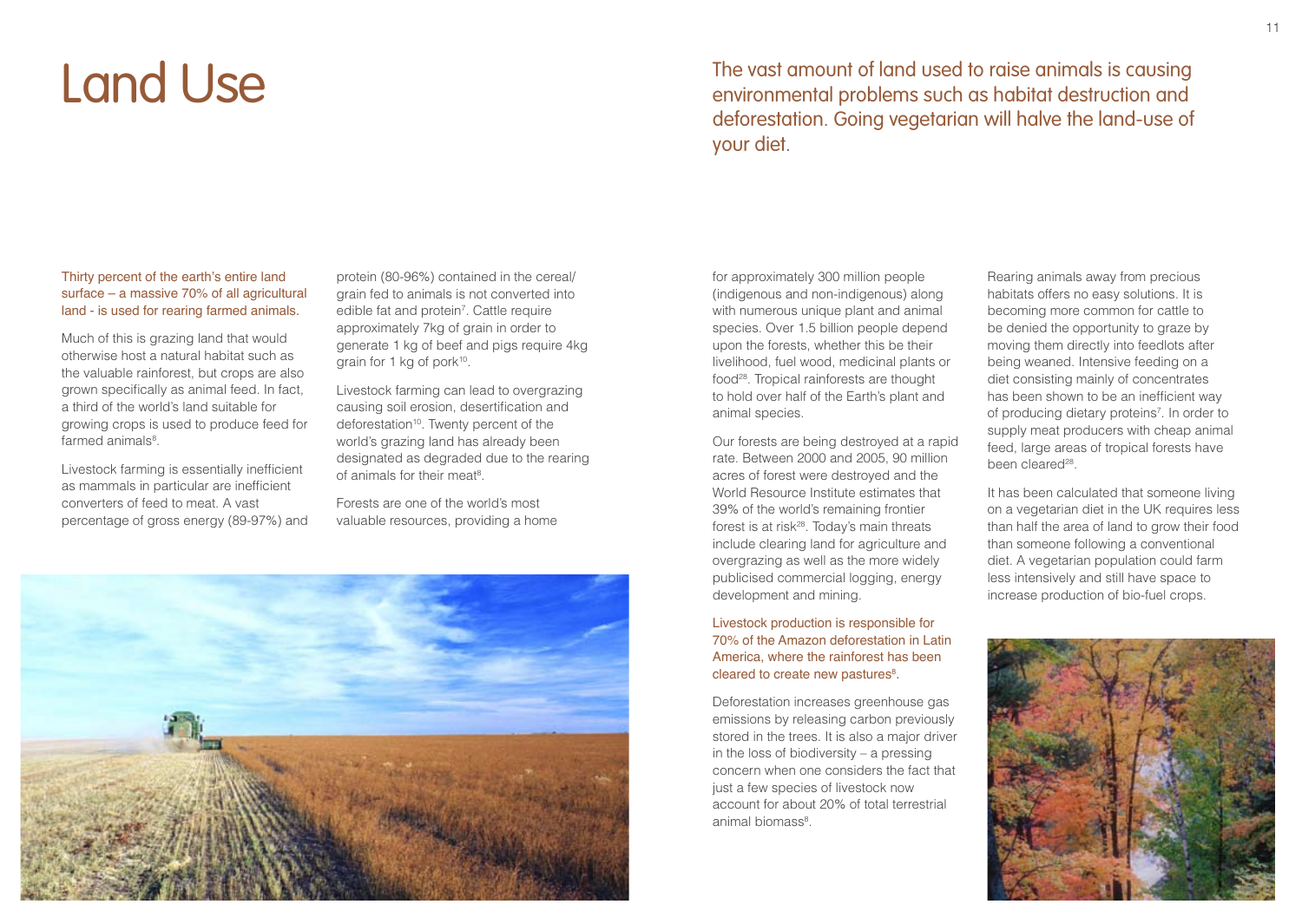# Land Use

The vast amount of land used to raise animals is causing environmental problems such as habitat destruction and deforestation. Going vegetarian will halve the land-use of your diet.

Thirty percent of the earth's entire land surface – a massive 70% of all agricultural land - is used for rearing farmed animals.

Much of this is grazing land that would otherwise host a natural habitat such as the valuable rainforest, but crops are also grown specifically as animal feed. In fact, a third of the world's land suitable for growing crops is used to produce feed for farmed animals[8].

Livestock farming is essentially inefficient as mammals in particular are inefficient converters of feed to meat. A vast percentage of gross energy (89-97%) and protein (80-96%) contained in the cereal/grain fed to animals is not converted into edible fat and protein[7]. Cattle require approximately 7kg of grain in order to generate 1 kg of beef and pigs require 4kg grain for 1 kg of pork[10].

Livestock farming can lead to overgrazing causing soil erosion, desertification and deforestation[10]. Twenty percent of the world's grazing land has already been designated as degraded due to the rearing of animals for their meat[8].

Forests are one of the world's most valuable resources, providing a home for approximately 300 million people (indigenous and non-indigenous) along with numerous unique plant and animal species. Over 1.5 billion people depend upon the forests, whether this be their livelihood, fuel wood, medicinal plants or food[28]. Tropical rainforests are thought to hold over half of the Earth's plant and animal species.

Our forests are being destroyed at a rapid rate. Between 2000 and 2005, 90 million acres of forest were destroyed and the World Resource Institute estimates that 39% of the world's remaining frontier forest is at risk[28]. Today's main threats include clearing land for agriculture and overgrazing as well as the more widely publicised commercial logging, energy development and mining.

Livestock production is responsible for 70% of the Amazon deforestation in Latin America, where the rainforest has been cleared to create new pastures[8].

Deforestation increases greenhouse gas emissions by releasing carbon previously stored in the trees. It is also a major driver in the loss of biodiversity – a pressing concern when one considers the fact that just a few species of livestock now account for about 20% of total terrestrial animal biomass[8].

Rearing animals away from precious habitats offers no easy solutions. It is becoming more common for cattle to be denied the opportunity to graze by moving them directly into feedlots after being weaned. Intensive feeding on a diet consisting mainly of concentrates has been shown to be an inefficient way of producing dietary proteins[7]. In order to supply meat producers with cheap animal feed, large areas of tropical forests have been cleared[28].

It has been calculated that someone living on a vegetarian diet in the UK requires less than half the area of land to grow their food than someone following a conventional diet. A vegetarian population could farm less intensively and still have space to increase production of bio-fuel crops.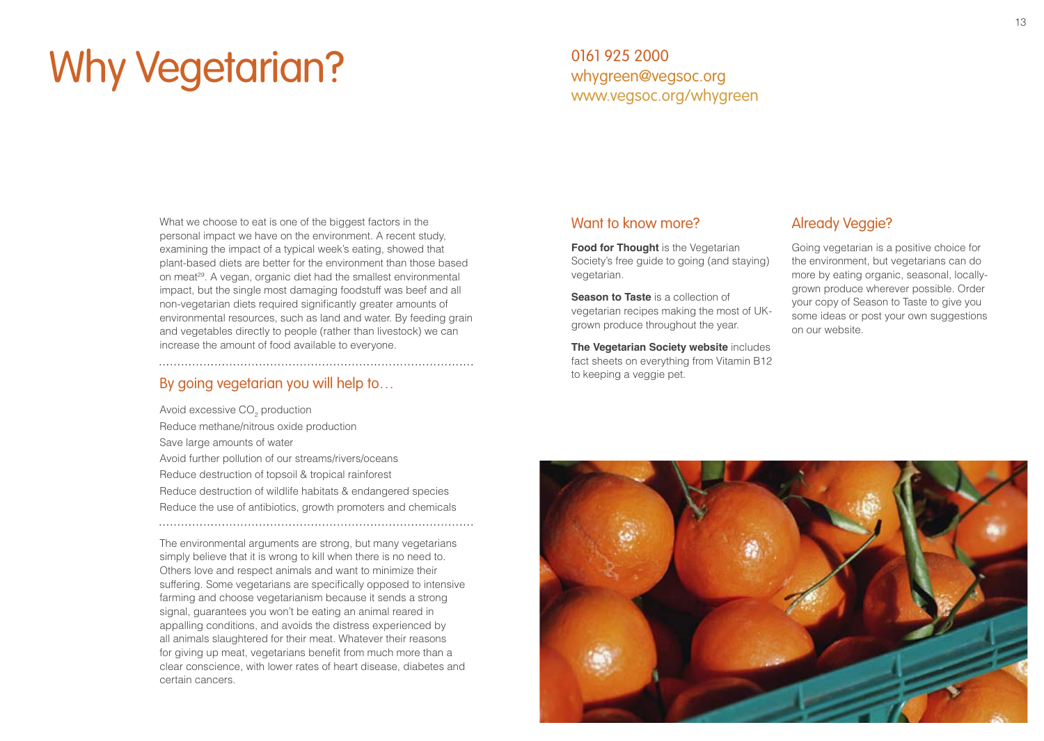# Why Vegetarian?

0161 925 2000
whygreen@vegsoc.org
www.vegsoc.org/whygreen

What we choose to eat is one of the biggest factors in the personal impact we have on the environment. A recent study, examining the impact of a typical week's eating, showed that plant-based diets are better for the environment than those based on meat[29]. A vegan, organic diet had the smallest environmental impact, but the single most damaging foodstuff was beef and all non-vegetarian diets required significantly greater amounts of environmental resources, such as land and water. By feeding grain and vegetables directly to people (rather than livestock) we can increase the amount of food available to everyone.

## By going vegetarian you will help to…

Avoid excessive $CO_2$ production
Reduce methane/nitrous oxide production
Save large amounts of water
Avoid further pollution of our streams/rivers/oceans
Reduce destruction of topsoil & tropical rainforest
Reduce destruction of wildlife habitats & endangered species
Reduce the use of antibiotics, growth promoters and chemicals

The environmental arguments are strong, but many vegetarians simply believe that it is wrong to kill when there is no need to. Others love and respect animals and want to minimize their suffering. Some vegetarians are specifically opposed to intensive farming and choose vegetarianism because it sends a strong signal, guarantees you won't be eating an animal reared in appalling conditions, and avoids the distress experienced by all animals slaughtered for their meat. Whatever their reasons for giving up meat, vegetarians benefit from much more than a clear conscience, with lower rates of heart disease, diabetes and certain cancers.

## Want to know more?

**Food for Thought** is the Vegetarian Society's free guide to going (and staying) vegetarian.

**Season to Taste** is a collection of vegetarian recipes making the most of UK-grown produce throughout the year.

**The Vegetarian Society website** includes fact sheets on everything from Vitamin B12 to keeping a veggie pet.

## Already Veggie?

Going vegetarian is a positive choice for the environment, but vegetarians can do more by eating organic, seasonal, locally-grown produce wherever possible. Order your copy of Season to Taste to give you some ideas or post your own suggestions on our website.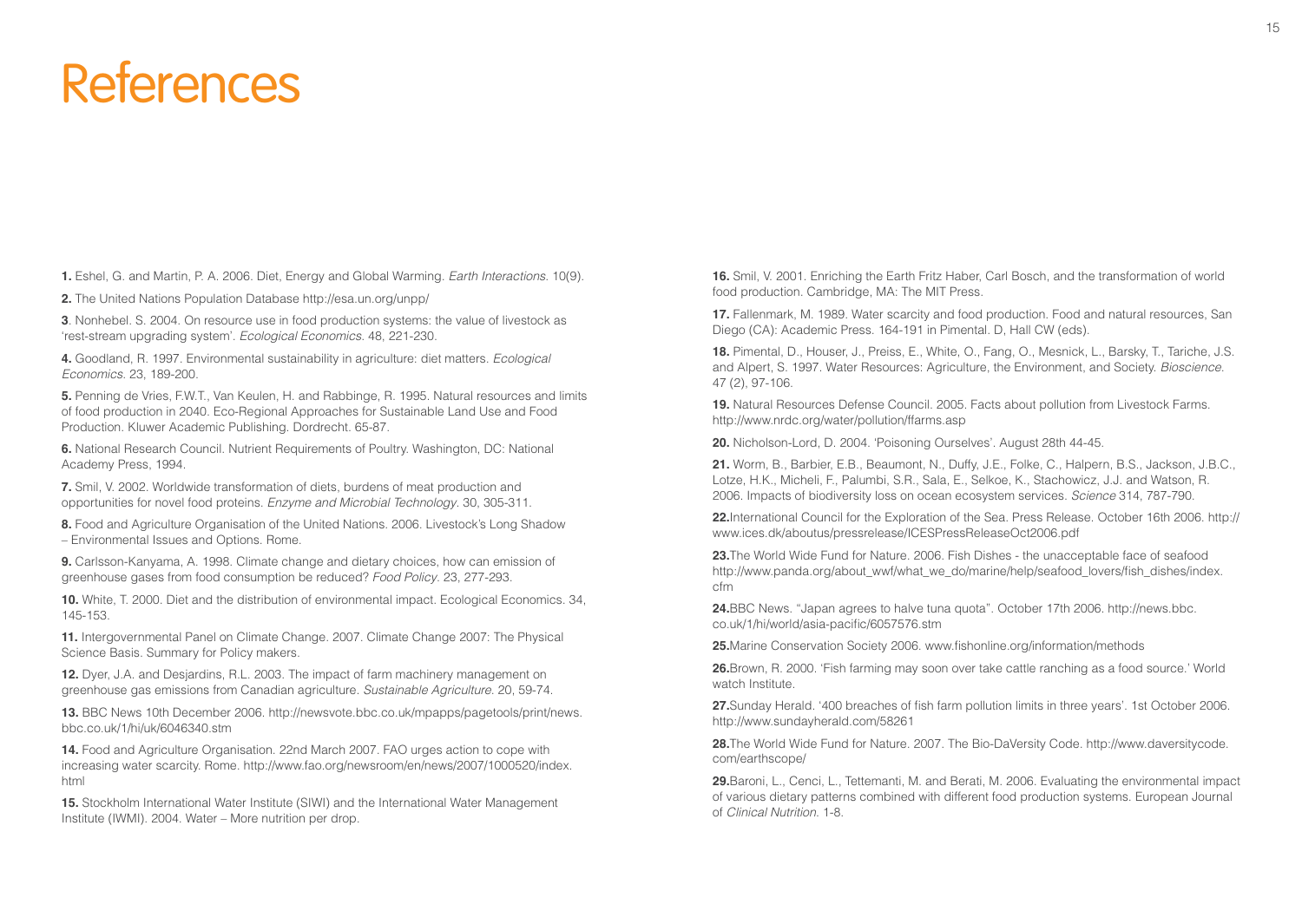# References

**1.** Eshel, G. and Martin, P. A. 2006. Diet, Energy and Global Warming. *Earth Interactions*. 10(9).

**2.** The United Nations Population Database http://esa.un.org/unpp/

**3**. Nonhebel. S. 2004. On resource use in food production systems: the value of livestock as 'rest-stream upgrading system'. *Ecological Economics*. 48, 221-230.

**4.** Goodland, R. 1997. Environmental sustainability in agriculture: diet matters. *Ecological Economics*. 23, 189-200.

**5.** Penning de Vries, F.W.T., Van Keulen, H. and Rabbinge, R. 1995. Natural resources and limits of food production in 2040. Eco-Regional Approaches for Sustainable Land Use and Food Production. Kluwer Academic Publishing. Dordrecht. 65-87.

**6.** National Research Council. Nutrient Requirements of Poultry. Washington, DC: National Academy Press, 1994.

**7.** Smil, V. 2002. Worldwide transformation of diets, burdens of meat production and opportunities for novel food proteins. *Enzyme and Microbial Technology*. 30, 305-311.

**8.** Food and Agriculture Organisation of the United Nations. 2006. Livestock's Long Shadow – Environmental Issues and Options. Rome.

**9.** Carlsson-Kanyama, A. 1998. Climate change and dietary choices, how can emission of greenhouse gases from food consumption be reduced? *Food Policy*. 23, 277-293.

**10.** White, T. 2000. Diet and the distribution of environmental impact. Ecological Economics. 34, 145-153.

**11.** Intergovernmental Panel on Climate Change. 2007. Climate Change 2007: The Physical Science Basis. Summary for Policy makers.

**12.** Dyer, J.A. and Desjardins, R.L. 2003. The impact of farm machinery management on greenhouse gas emissions from Canadian agriculture. *Sustainable Agriculture*. 20, 59-74.

**13.** BBC News 10th December 2006. http://newsvote.bbc.co.uk/mpapps/pagetools/print/news.bbc.co.uk/1/hi/uk/6046340.stm

**14.** Food and Agriculture Organisation. 22nd March 2007. FAO urges action to cope with increasing water scarcity. Rome. http://www.fao.org/newsroom/en/news/2007/1000520/index.html

**15.** Stockholm International Water Institute (SIWI) and the International Water Management Institute (IWMI). 2004. Water – More nutrition per drop.

**16.** Smil, V. 2001. Enriching the Earth Fritz Haber, Carl Bosch, and the transformation of world food production. Cambridge, MA: The MIT Press.

**17.** Fallenmark, M. 1989. Water scarcity and food production. Food and natural resources, San Diego (CA): Academic Press. 164-191 in Pimental. D, Hall CW (eds).

**18.** Pimental, D., Houser, J., Preiss, E., White, O., Fang, O., Mesnick, L., Barsky, T., Tariche, J.S. and Alpert, S. 1997. Water Resources: Agriculture, the Environment, and Society. *Bioscience*. 47 (2), 97-106.

**19.** Natural Resources Defense Council. 2005. Facts about pollution from Livestock Farms. http://www.nrdc.org/water/pollution/ffarms.asp

**20.** Nicholson-Lord, D. 2004. 'Poisoning Ourselves'. August 28th 44-45.

**21.** Worm, B., Barbier, E.B., Beaumont, N., Duffy, J.E., Folke, C., Halpern, B.S., Jackson, J.B.C., Lotze, H.K., Micheli, F., Palumbi, S.R., Sala, E., Selkoe, K., Stachowicz, J.J. and Watson, R. 2006. Impacts of biodiversity loss on ocean ecosystem services. *Science* 314, 787-790.

**22.**International Council for the Exploration of the Sea. Press Release. October 16th 2006. http://www.ices.dk/aboutus/pressrelease/ICESPressReleaseOct2006.pdf

**23.**The World Wide Fund for Nature. 2006. Fish Dishes - the unacceptable face of seafood http://www.panda.org/about_wwf/what_we_do/marine/help/seafood_lovers/fish_dishes/index.cfm

**24.**BBC News. "Japan agrees to halve tuna quota". October 17th 2006. http://news.bbc.co.uk/1/hi/world/asia-pacific/6057576.stm

**25.**Marine Conservation Society 2006. www.fishonline.org/information/methods

**26.**Brown, R. 2000. 'Fish farming may soon over take cattle ranching as a food source.' World watch Institute.

**27.**Sunday Herald. '400 breaches of fish farm pollution limits in three years'. 1st October 2006. http://www.sundayherald.com/58261

**28.**The World Wide Fund for Nature. 2007. The Bio-DaVersity Code. http://www.daversitycode.com/earthscope/

**29.**Baroni, L., Cenci, L., Tettemanti, M. and Berati, M. 2006. Evaluating the environmental impact of various dietary patterns combined with different food production systems. European Journal of *Clinical Nutrition*. 1-8.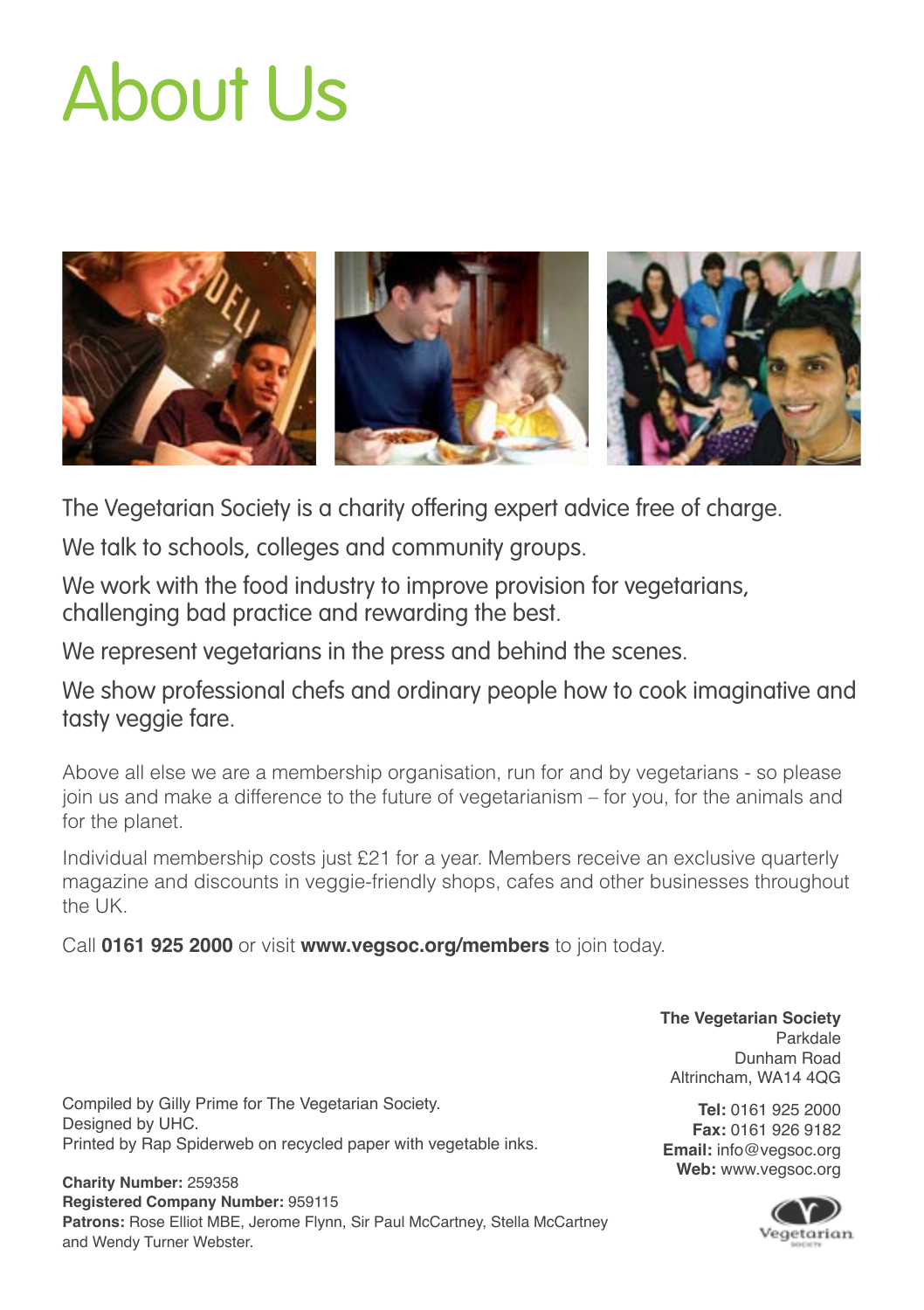# About Us

The Vegetarian Society is a charity offering expert advice free of charge.

We talk to schools, colleges and community groups.

We work with the food industry to improve provision for vegetarians, challenging bad practice and rewarding the best.

We represent vegetarians in the press and behind the scenes.

We show professional chefs and ordinary people how to cook imaginative and tasty veggie fare.

Above all else we are a membership organisation, run for and by vegetarians - so please join us and make a difference to the future of vegetarianism – for you, for the animals and for the planet.

Individual membership costs just £21 for a year. Members receive an exclusive quarterly magazine and discounts in veggie-friendly shops, cafes and other businesses throughout the UK.

Call **0161 925 2000** or visit **www.vegsoc.org/members** to join today.

**The Vegetarian Society**
Parkdale
Dunham Road
Altrincham, WA14 4QG

**Tel:** 0161 925 2000
**Fax:** 0161 926 9182
**Email:** info@vegsoc.org
**Web:** www.vegsoc.org

Compiled by Gilly Prime for The Vegetarian Society.
Designed by UHC.
Printed by Rap Spiderweb on recycled paper with vegetable inks.

**Charity Number:** 259358
**Registered Company Number:** 959115
**Patrons:** Rose Elliot MBE, Jerome Flynn, Sir Paul McCartney, Stella McCartney and Wendy Turner Webster.